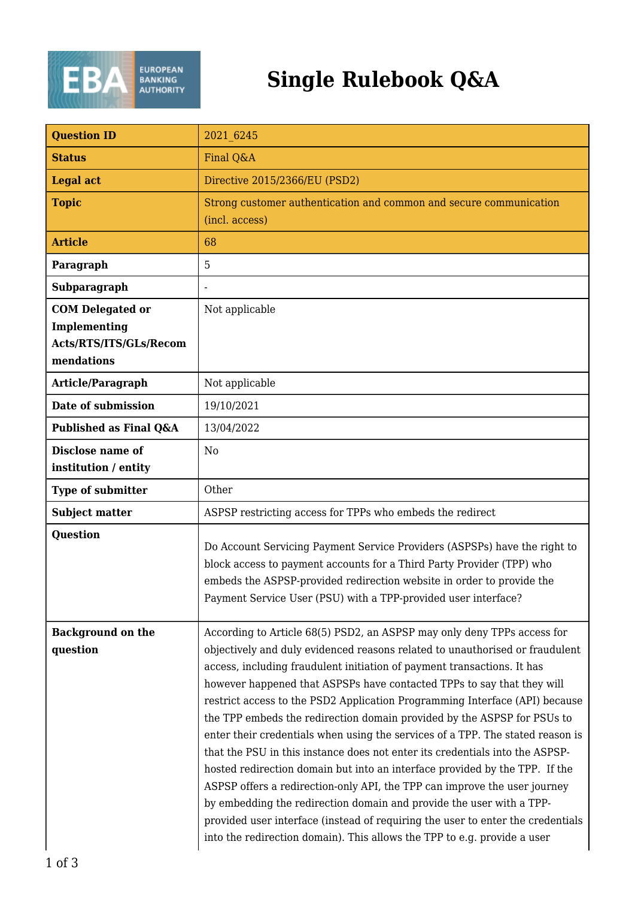# Single Rulebook Q&A

| Question ID | 2021_6245 |
|---|---|
| Status | Final Q&A |
| Legal act | Directive 2015/2366/EU (PSD2) |
| Topic | Strong customer authentication and common and secure communication (incl. access) |
| Article | 68 |
| Paragraph | 5 |
| Subparagraph | - |
| COM Delegated or Implementing Acts/RTS/ITS/GLs/Recommendations | Not applicable |
| Article/Paragraph | Not applicable |
| Date of submission | 19/10/2021 |
| Published as Final Q&A | 13/04/2022 |
| Disclose name of institution / entity | No |
| Type of submitter | Other |
| Subject matter | ASPSP restricting access for TPPs who embeds the redirect |
| Question | Do Account Servicing Payment Service Providers (ASPSPs) have the right to block access to payment accounts for a Third Party Provider (TPP) who embeds the ASPSP-provided redirection website in order to provide the Payment Service User (PSU) with a TPP-provided user interface? |
| Background on the question | According to Article 68(5) PSD2, an ASPSP may only deny TPPs access for objectively and duly evidenced reasons related to unauthorised or fraudulent access, including fraudulent initiation of payment transactions. It has however happened that ASPSPs have contacted TPPs to say that they will restrict access to the PSD2 Application Programming Interface (API) because the TPP embeds the redirection domain provided by the ASPSP for PSUs to enter their credentials when using the services of a TPP. The stated reason is that the PSU in this instance does not enter its credentials into the ASPSP-hosted redirection domain but into an interface provided by the TPP. If the ASPSP offers a redirection-only API, the TPP can improve the user journey by embedding the redirection domain and provide the user with a TPP-provided user interface (instead of requiring the user to enter the credentials into the redirection domain). This allows the TPP to e.g. provide a user |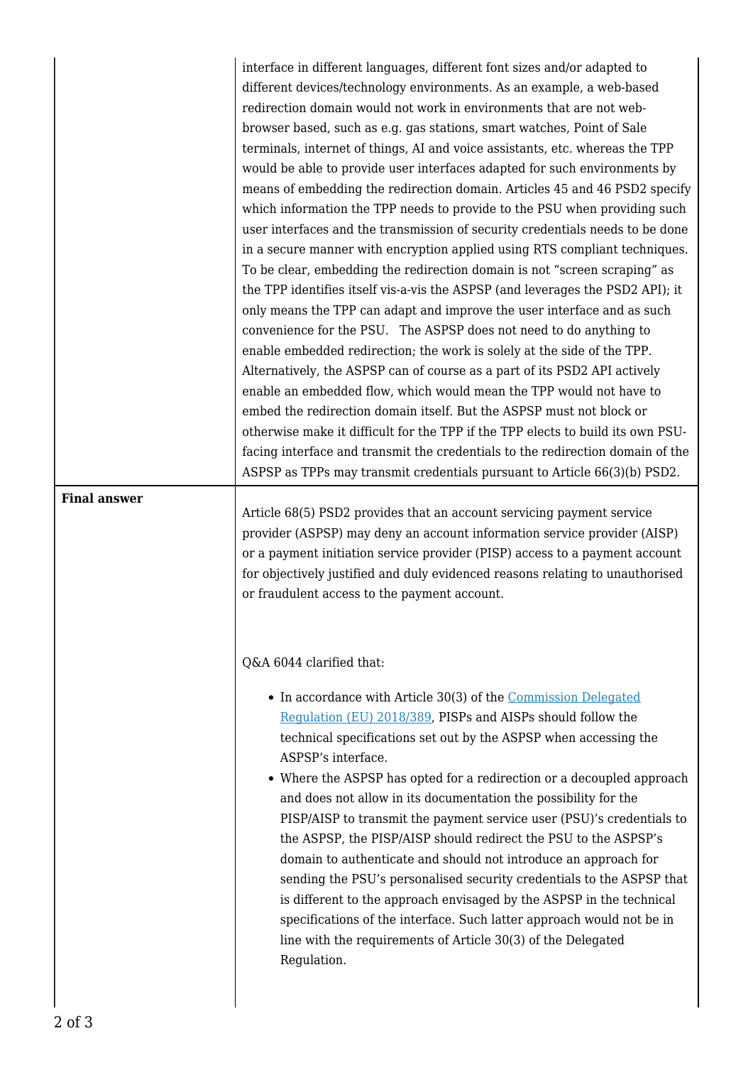| | |
|---|---|
| | interface in different languages, different font sizes and/or adapted to different devices/technology environments. As an example, a web-based redirection domain would not work in environments that are not web-browser based, such as e.g. gas stations, smart watches, Point of Sale terminals, internet of things, AI and voice assistants, etc. whereas the TPP would be able to provide user interfaces adapted for such environments by means of embedding the redirection domain. Articles 45 and 46 PSD2 specify which information the TPP needs to provide to the PSU when providing such user interfaces and the transmission of security credentials needs to be done in a secure manner with encryption applied using RTS compliant techniques. To be clear, embedding the redirection domain is not "screen scraping" as the TPP identifies itself vis-a-vis the ASPSP (and leverages the PSD2 API); it only means the TPP can adapt and improve the user interface and as such convenience for the PSU. The ASPSP does not need to do anything to enable embedded redirection; the work is solely at the side of the TPP. Alternatively, the ASPSP can of course as a part of its PSD2 API actively enable an embedded flow, which would mean the TPP would not have to embed the redirection domain itself. But the ASPSP must not block or otherwise make it difficult for the TPP if the TPP elects to build its own PSU-facing interface and transmit the credentials to the redirection domain of the ASPSP as TPPs may transmit credentials pursuant to Article 66(3)(b) PSD2. |
| **Final answer** | Article 68(5) PSD2 provides that an account servicing payment service provider (ASPSP) may deny an account information service provider (AISP) or a payment initiation service provider (PISP) access to a payment account for objectively justified and duly evidenced reasons relating to unauthorised or fraudulent access to the payment account.<br><br>Q&A 6044 clarified that:<br><br>• In accordance with Article 30(3) of the Commission Delegated Regulation (EU) 2018/389, PISPs and AISPs should follow the technical specifications set out by the ASPSP when accessing the ASPSP's interface.<br>• Where the ASPSP has opted for a redirection or a decoupled approach and does not allow in its documentation the possibility for the PISP/AISP to transmit the payment service user (PSU)'s credentials to the ASPSP, the PISP/AISP should redirect the PSU to the ASPSP's domain to authenticate and should not introduce an approach for sending the PSU's personalised security credentials to the ASPSP that is different to the approach envisaged by the ASPSP in the technical specifications of the interface. Such latter approach would not be in line with the requirements of Article 30(3) of the Delegated Regulation. |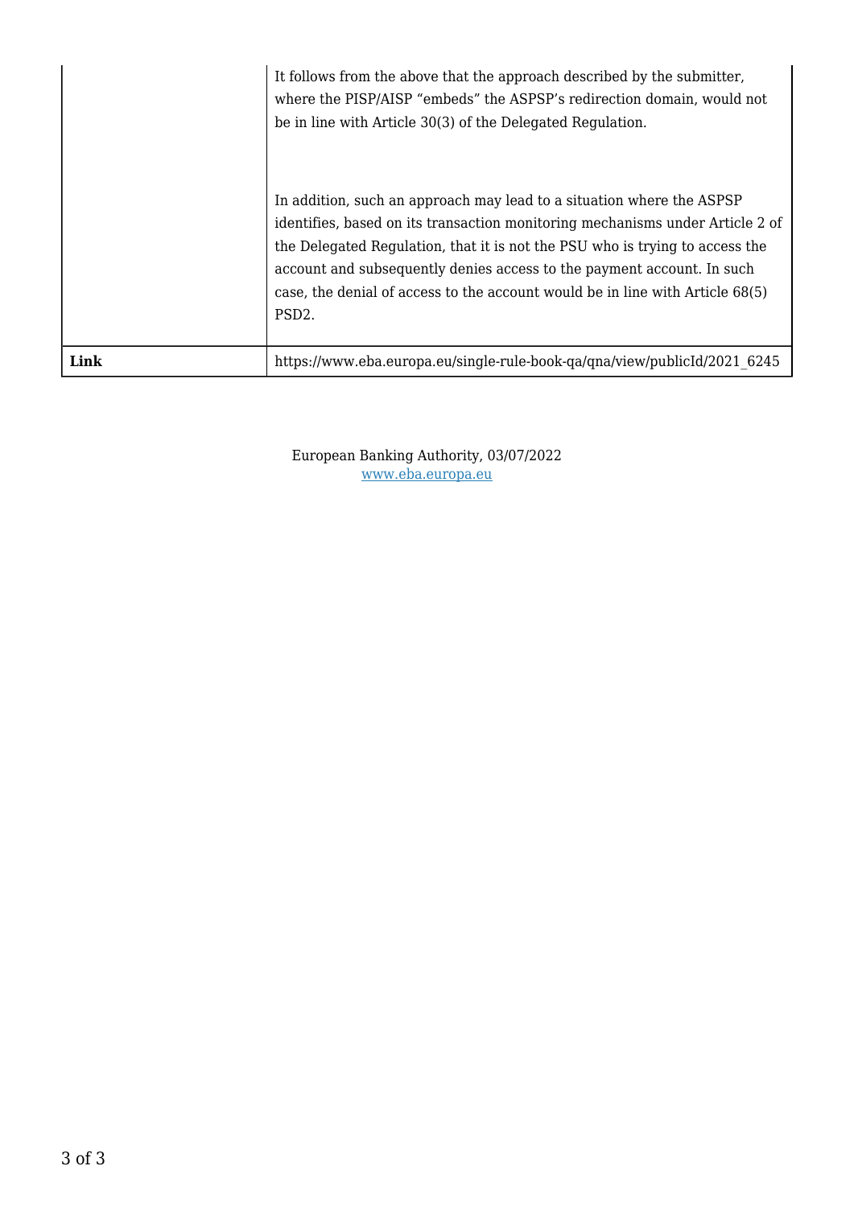| | |
|---|---|
| | It follows from the above that the approach described by the submitter, where the PISP/AISP "embeds" the ASPSP's redirection domain, would not be in line with Article 30(3) of the Delegated Regulation.<br><br>In addition, such an approach may lead to a situation where the ASPSP identifies, based on its transaction monitoring mechanisms under Article 2 of the Delegated Regulation, that it is not the PSU who is trying to access the account and subsequently denies access to the payment account. In such case, the denial of access to the account would be in line with Article 68(5) PSD2. |
| **Link** | https://www.eba.europa.eu/single-rule-book-qa/qna/view/publicId/2021_6245 |

European Banking Authority, 03/07/2022
www.eba.europa.eu